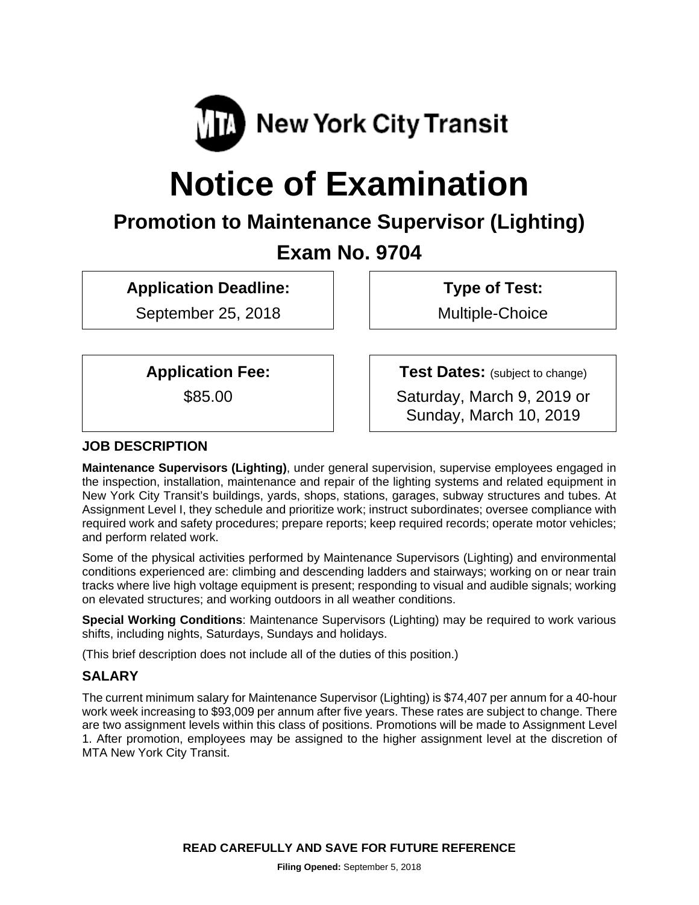MTA New York City Transit

# Notice of Examination

## Promotion to Maintenance Supervisor (Lighting)

## Exam No. 9704

**Application Deadline:**
September 25, 2018

**Type of Test:**
Multiple-Choice

**Application Fee:**
$85.00

**Test Dates:** (subject to change)
Saturday, March 9, 2019 or Sunday, March 10, 2019

### JOB DESCRIPTION

**Maintenance Supervisors (Lighting)**, under general supervision, supervise employees engaged in the inspection, installation, maintenance and repair of the lighting systems and related equipment in New York City Transit's buildings, yards, shops, stations, garages, subway structures and tubes. At Assignment Level I, they schedule and prioritize work; instruct subordinates; oversee compliance with required work and safety procedures; prepare reports; keep required records; operate motor vehicles; and perform related work.

Some of the physical activities performed by Maintenance Supervisors (Lighting) and environmental conditions experienced are: climbing and descending ladders and stairways; working on or near train tracks where live high voltage equipment is present; responding to visual and audible signals; working on elevated structures; and working outdoors in all weather conditions.

**Special Working Conditions**: Maintenance Supervisors (Lighting) may be required to work various shifts, including nights, Saturdays, Sundays and holidays.

(This brief description does not include all of the duties of this position.)

### SALARY

The current minimum salary for Maintenance Supervisor (Lighting) is $74,407 per annum for a 40-hour work week increasing to $93,009 per annum after five years. These rates are subject to change. There are two assignment levels within this class of positions. Promotions will be made to Assignment Level 1. After promotion, employees may be assigned to the higher assignment level at the discretion of MTA New York City Transit.

**READ CAREFULLY AND SAVE FOR FUTURE REFERENCE**

**Filing Opened:** September 5, 2018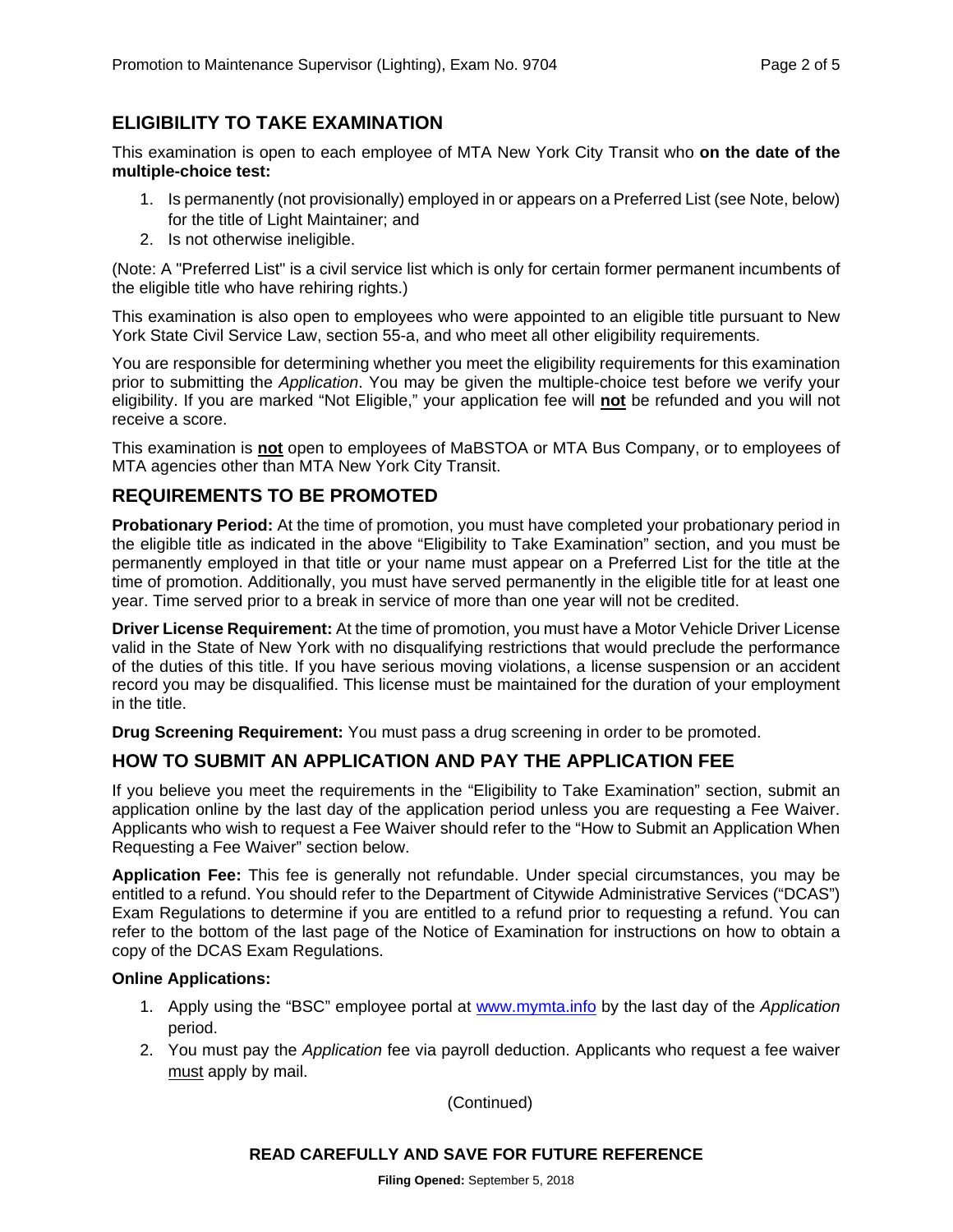## ELIGIBILITY TO TAKE EXAMINATION

This examination is open to each employee of MTA New York City Transit who **on the date of the multiple-choice test:**

1. Is permanently (not provisionally) employed in or appears on a Preferred List (see Note, below) for the title of Light Maintainer; and
2. Is not otherwise ineligible.

(Note: A "Preferred List" is a civil service list which is only for certain former permanent incumbents of the eligible title who have rehiring rights.)

This examination is also open to employees who were appointed to an eligible title pursuant to New York State Civil Service Law, section 55-a, and who meet all other eligibility requirements.

You are responsible for determining whether you meet the eligibility requirements for this examination prior to submitting the *Application*. You may be given the multiple-choice test before we verify your eligibility. If you are marked "Not Eligible," your application fee will **not** be refunded and you will not receive a score.

This examination is **not** open to employees of MaBSTOA or MTA Bus Company, or to employees of MTA agencies other than MTA New York City Transit.

## REQUIREMENTS TO BE PROMOTED

**Probationary Period:** At the time of promotion, you must have completed your probationary period in the eligible title as indicated in the above "Eligibility to Take Examination" section, and you must be permanently employed in that title or your name must appear on a Preferred List for the title at the time of promotion. Additionally, you must have served permanently in the eligible title for at least one year. Time served prior to a break in service of more than one year will not be credited.

**Driver License Requirement:** At the time of promotion, you must have a Motor Vehicle Driver License valid in the State of New York with no disqualifying restrictions that would preclude the performance of the duties of this title. If you have serious moving violations, a license suspension or an accident record you may be disqualified. This license must be maintained for the duration of your employment in the title.

**Drug Screening Requirement:** You must pass a drug screening in order to be promoted.

## HOW TO SUBMIT AN APPLICATION AND PAY THE APPLICATION FEE

If you believe you meet the requirements in the "Eligibility to Take Examination" section, submit an application online by the last day of the application period unless you are requesting a Fee Waiver. Applicants who wish to request a Fee Waiver should refer to the "How to Submit an Application When Requesting a Fee Waiver" section below.

**Application Fee:** This fee is generally not refundable. Under special circumstances, you may be entitled to a refund. You should refer to the Department of Citywide Administrative Services ("DCAS") Exam Regulations to determine if you are entitled to a refund prior to requesting a refund. You can refer to the bottom of the last page of the Notice of Examination for instructions on how to obtain a copy of the DCAS Exam Regulations.

**Online Applications:**

1. Apply using the "BSC" employee portal at www.mymta.info by the last day of the *Application* period.
2. You must pay the *Application* fee via payroll deduction. Applicants who request a fee waiver must apply by mail.

(Continued)

**READ CAREFULLY AND SAVE FOR FUTURE REFERENCE**

**Filing Opened:** September 5, 2018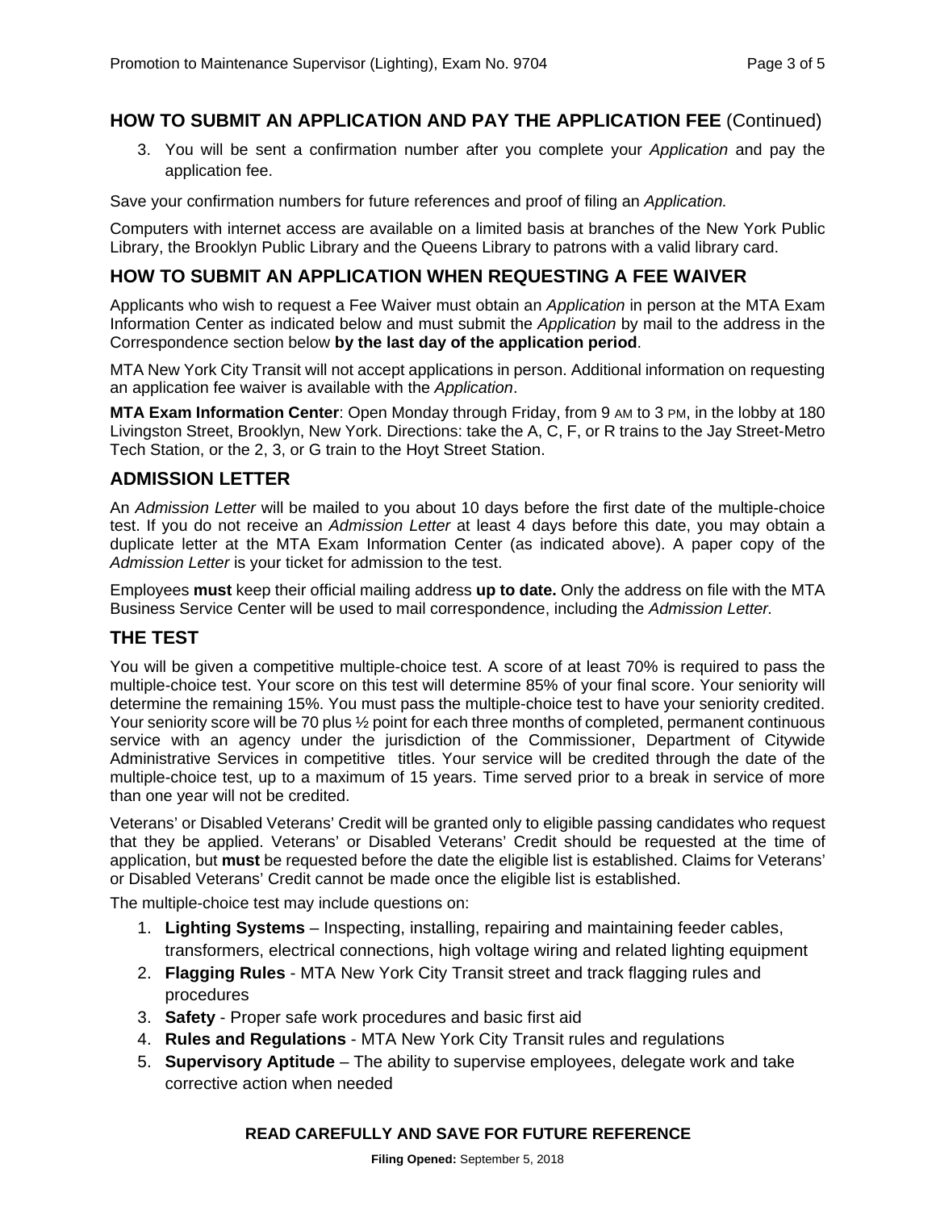## HOW TO SUBMIT AN APPLICATION AND PAY THE APPLICATION FEE (Continued)

3. You will be sent a confirmation number after you complete your *Application* and pay the application fee.

Save your confirmation numbers for future references and proof of filing an *Application.*

Computers with internet access are available on a limited basis at branches of the New York Public Library, the Brooklyn Public Library and the Queens Library to patrons with a valid library card.

## HOW TO SUBMIT AN APPLICATION WHEN REQUESTING A FEE WAIVER

Applicants who wish to request a Fee Waiver must obtain an *Application* in person at the MTA Exam Information Center as indicated below and must submit the *Application* by mail to the address in the Correspondence section below **by the last day of the application period**.

MTA New York City Transit will not accept applications in person. Additional information on requesting an application fee waiver is available with the *Application*.

**MTA Exam Information Center**: Open Monday through Friday, from 9 AM to 3 PM, in the lobby at 180 Livingston Street, Brooklyn, New York. Directions: take the A, C, F, or R trains to the Jay Street-Metro Tech Station, or the 2, 3, or G train to the Hoyt Street Station.

## ADMISSION LETTER

An *Admission Letter* will be mailed to you about 10 days before the first date of the multiple-choice test. If you do not receive an *Admission Letter* at least 4 days before this date, you may obtain a duplicate letter at the MTA Exam Information Center (as indicated above). A paper copy of the *Admission Letter* is your ticket for admission to the test.

Employees **must** keep their official mailing address **up to date.** Only the address on file with the MTA Business Service Center will be used to mail correspondence, including the *Admission Letter.*

## THE TEST

You will be given a competitive multiple-choice test. A score of at least 70% is required to pass the multiple-choice test. Your score on this test will determine 85% of your final score. Your seniority will determine the remaining 15%. You must pass the multiple-choice test to have your seniority credited. Your seniority score will be 70 plus ½ point for each three months of completed, permanent continuous service with an agency under the jurisdiction of the Commissioner, Department of Citywide Administrative Services in competitive titles. Your service will be credited through the date of the multiple-choice test, up to a maximum of 15 years. Time served prior to a break in service of more than one year will not be credited.

Veterans' or Disabled Veterans' Credit will be granted only to eligible passing candidates who request that they be applied. Veterans' or Disabled Veterans' Credit should be requested at the time of application, but **must** be requested before the date the eligible list is established. Claims for Veterans' or Disabled Veterans' Credit cannot be made once the eligible list is established.

The multiple-choice test may include questions on:

1. **Lighting Systems** – Inspecting, installing, repairing and maintaining feeder cables, transformers, electrical connections, high voltage wiring and related lighting equipment
2. **Flagging Rules** - MTA New York City Transit street and track flagging rules and procedures
3. **Safety** - Proper safe work procedures and basic first aid
4. **Rules and Regulations** - MTA New York City Transit rules and regulations
5. **Supervisory Aptitude** – The ability to supervise employees, delegate work and take corrective action when needed

**READ CAREFULLY AND SAVE FOR FUTURE REFERENCE**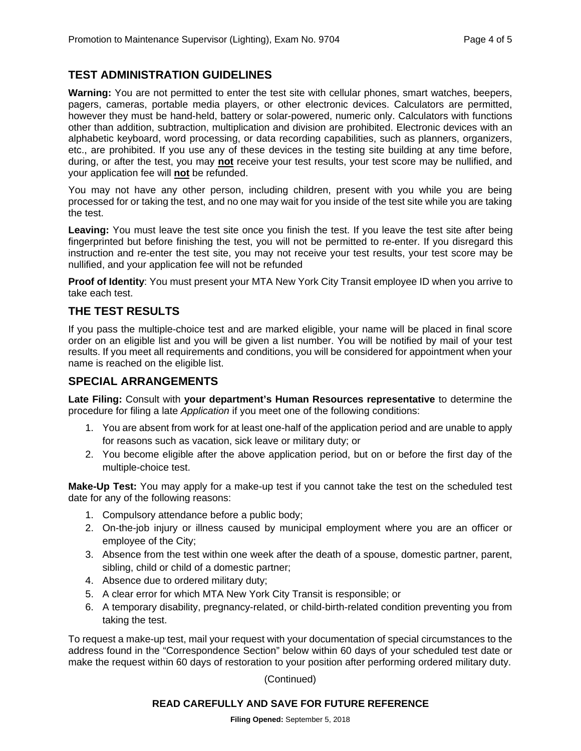## TEST ADMINISTRATION GUIDELINES

**Warning:** You are not permitted to enter the test site with cellular phones, smart watches, beepers, pagers, cameras, portable media players, or other electronic devices. Calculators are permitted, however they must be hand-held, battery or solar-powered, numeric only. Calculators with functions other than addition, subtraction, multiplication and division are prohibited. Electronic devices with an alphabetic keyboard, word processing, or data recording capabilities, such as planners, organizers, etc., are prohibited. If you use any of these devices in the testing site building at any time before, during, or after the test, you may **not** receive your test results, your test score may be nullified, and your application fee will **not** be refunded.

You may not have any other person, including children, present with you while you are being processed for or taking the test, and no one may wait for you inside of the test site while you are taking the test.

**Leaving:** You must leave the test site once you finish the test. If you leave the test site after being fingerprinted but before finishing the test, you will not be permitted to re-enter. If you disregard this instruction and re-enter the test site, you may not receive your test results, your test score may be nullified, and your application fee will not be refunded

**Proof of Identity**: You must present your MTA New York City Transit employee ID when you arrive to take each test.

## THE TEST RESULTS

If you pass the multiple-choice test and are marked eligible, your name will be placed in final score order on an eligible list and you will be given a list number. You will be notified by mail of your test results. If you meet all requirements and conditions, you will be considered for appointment when your name is reached on the eligible list.

## SPECIAL ARRANGEMENTS

**Late Filing:** Consult with **your department's Human Resources representative** to determine the procedure for filing a late *Application* if you meet one of the following conditions:

1. You are absent from work for at least one-half of the application period and are unable to apply for reasons such as vacation, sick leave or military duty; or
2. You become eligible after the above application period, but on or before the first day of the multiple-choice test.

**Make-Up Test:** You may apply for a make-up test if you cannot take the test on the scheduled test date for any of the following reasons:

1. Compulsory attendance before a public body;
2. On-the-job injury or illness caused by municipal employment where you are an officer or employee of the City;
3. Absence from the test within one week after the death of a spouse, domestic partner, parent, sibling, child or child of a domestic partner;
4. Absence due to ordered military duty;
5. A clear error for which MTA New York City Transit is responsible; or
6. A temporary disability, pregnancy-related, or child-birth-related condition preventing you from taking the test.

To request a make-up test, mail your request with your documentation of special circumstances to the address found in the "Correspondence Section" below within 60 days of your scheduled test date or make the request within 60 days of restoration to your position after performing ordered military duty.

(Continued)

**READ CAREFULLY AND SAVE FOR FUTURE REFERENCE**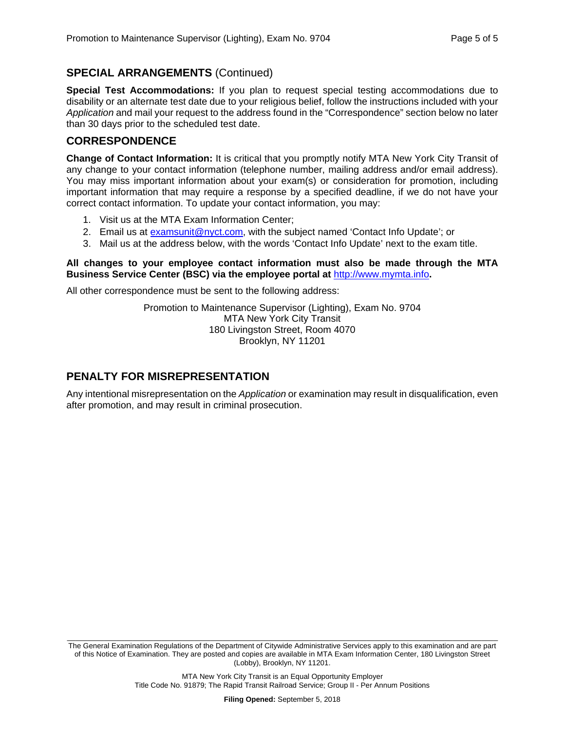## SPECIAL ARRANGEMENTS (Continued)

**Special Test Accommodations:** If you plan to request special testing accommodations due to disability or an alternate test date due to your religious belief, follow the instructions included with your *Application* and mail your request to the address found in the "Correspondence" section below no later than 30 days prior to the scheduled test date.

## CORRESPONDENCE

**Change of Contact Information:** It is critical that you promptly notify MTA New York City Transit of any change to your contact information (telephone number, mailing address and/or email address). You may miss important information about your exam(s) or consideration for promotion, including important information that may require a response by a specified deadline, if we do not have your correct contact information. To update your contact information, you may:

1. Visit us at the MTA Exam Information Center;
2. Email us at examsunit@nyct.com, with the subject named 'Contact Info Update'; or
3. Mail us at the address below, with the words 'Contact Info Update' next to the exam title.

**All changes to your employee contact information must also be made through the MTA Business Service Center (BSC) via the employee portal at http://www.mymta.info.**

All other correspondence must be sent to the following address:

Promotion to Maintenance Supervisor (Lighting), Exam No. 9704
MTA New York City Transit
180 Livingston Street, Room 4070
Brooklyn, NY 11201

## PENALTY FOR MISREPRESENTATION

Any intentional misrepresentation on the *Application* or examination may result in disqualification, even after promotion, and may result in criminal prosecution.

The General Examination Regulations of the Department of Citywide Administrative Services apply to this examination and are part of this Notice of Examination. They are posted and copies are available in MTA Exam Information Center, 180 Livingston Street (Lobby), Brooklyn, NY 11201.

MTA New York City Transit is an Equal Opportunity Employer
Title Code No. 91879; The Rapid Transit Railroad Service; Group II - Per Annum Positions

**Filing Opened:** September 5, 2018